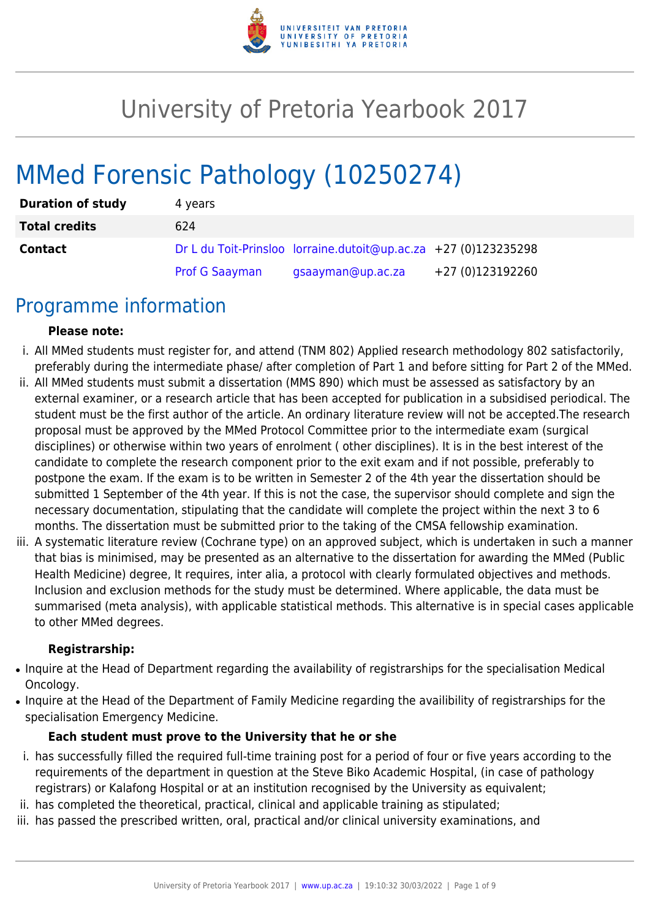# University of Pretoria Yearbook 2017

# MMed Forensic Pathology (10250274)

| | | | |
|---|---|---|---|
| **Duration of study** | 4 years | | |
| **Total credits** | 624 | | |
| **Contact** | Dr L du Toit-Prinsloo | lorraine.dutoit@up.ac.za | +27 (0)123235298 |
| | Prof G Saayman | gsaayman@up.ac.za | +27 (0)123192260 |

## Programme information

**Please note:**

i. All MMed students must register for, and attend (TNM 802) Applied research methodology 802 satisfactorily, preferably during the intermediate phase/ after completion of Part 1 and before sitting for Part 2 of the MMed.

ii. All MMed students must submit a dissertation (MMS 890) which must be assessed as satisfactory by an external examiner, or a research article that has been accepted for publication in a subsidised periodical. The student must be the first author of the article. An ordinary literature review will not be accepted.The research proposal must be approved by the MMed Protocol Committee prior to the intermediate exam (surgical disciplines) or otherwise within two years of enrolment ( other disciplines). It is in the best interest of the candidate to complete the research component prior to the exit exam and if not possible, preferably to postpone the exam. If the exam is to be written in Semester 2 of the 4th year the dissertation should be submitted 1 September of the 4th year. If this is not the case, the supervisor should complete and sign the necessary documentation, stipulating that the candidate will complete the project within the next 3 to 6 months. The dissertation must be submitted prior to the taking of the CMSA fellowship examination.

iii. A systematic literature review (Cochrane type) on an approved subject, which is undertaken in such a manner that bias is minimised, may be presented as an alternative to the dissertation for awarding the MMed (Public Health Medicine) degree, It requires, inter alia, a protocol with clearly formulated objectives and methods. Inclusion and exclusion methods for the study must be determined. Where applicable, the data must be summarised (meta analysis), with applicable statistical methods. This alternative is in special cases applicable to other MMed degrees.

**Registrarship:**

- Inquire at the Head of Department regarding the availability of registrarships for the specialisation Medical Oncology.
- Inquire at the Head of the Department of Family Medicine regarding the availibility of registrarships for the specialisation Emergency Medicine.

**Each student must prove to the University that he or she**

i. has successfully filled the required full-time training post for a period of four or five years according to the requirements of the department in question at the Steve Biko Academic Hospital, (in case of pathology registrars) or Kalafong Hospital or at an institution recognised by the University as equivalent;

ii. has completed the theoretical, practical, clinical and applicable training as stipulated;

iii. has passed the prescribed written, oral, practical and/or clinical university examinations, and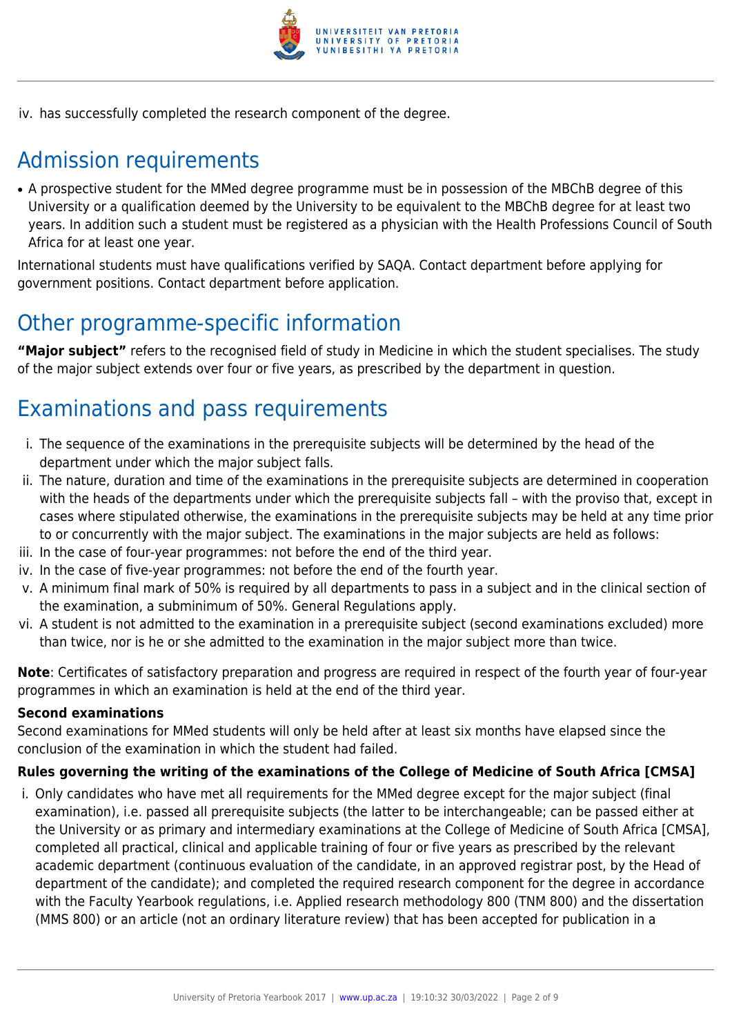iv. has successfully completed the research component of the degree.

## Admission requirements

- A prospective student for the MMed degree programme must be in possession of the MBChB degree of this University or a qualification deemed by the University to be equivalent to the MBChB degree for at least two years. In addition such a student must be registered as a physician with the Health Professions Council of South Africa for at least one year.

International students must have qualifications verified by SAQA. Contact department before applying for government positions. Contact department before application.

## Other programme-specific information

**"Major subject"** refers to the recognised field of study in Medicine in which the student specialises. The study of the major subject extends over four or five years, as prescribed by the department in question.

## Examinations and pass requirements

i. The sequence of the examinations in the prerequisite subjects will be determined by the head of the department under which the major subject falls.
ii. The nature, duration and time of the examinations in the prerequisite subjects are determined in cooperation with the heads of the departments under which the prerequisite subjects fall – with the proviso that, except in cases where stipulated otherwise, the examinations in the prerequisite subjects may be held at any time prior to or concurrently with the major subject. The examinations in the major subjects are held as follows:
iii. In the case of four-year programmes: not before the end of the third year.
iv. In the case of five-year programmes: not before the end of the fourth year.
v. A minimum final mark of 50% is required by all departments to pass in a subject and in the clinical section of the examination, a subminimum of 50%. General Regulations apply.
vi. A student is not admitted to the examination in a prerequisite subject (second examinations excluded) more than twice, nor is he or she admitted to the examination in the major subject more than twice.

**Note**: Certificates of satisfactory preparation and progress are required in respect of the fourth year of four-year programmes in which an examination is held at the end of the third year.

**Second examinations**
Second examinations for MMed students will only be held after at least six months have elapsed since the conclusion of the examination in which the student had failed.

**Rules governing the writing of the examinations of the College of Medicine of South Africa [CMSA]**

i. Only candidates who have met all requirements for the MMed degree except for the major subject (final examination), i.e. passed all prerequisite subjects (the latter to be interchangeable; can be passed either at the University or as primary and intermediary examinations at the College of Medicine of South Africa [CMSA], completed all practical, clinical and applicable training of four or five years as prescribed by the relevant academic department (continuous evaluation of the candidate, in an approved registrar post, by the Head of department of the candidate); and completed the required research component for the degree in accordance with the Faculty Yearbook regulations, i.e. Applied research methodology 800 (TNM 800) and the dissertation (MMS 800) or an article (not an ordinary literature review) that has been accepted for publication in a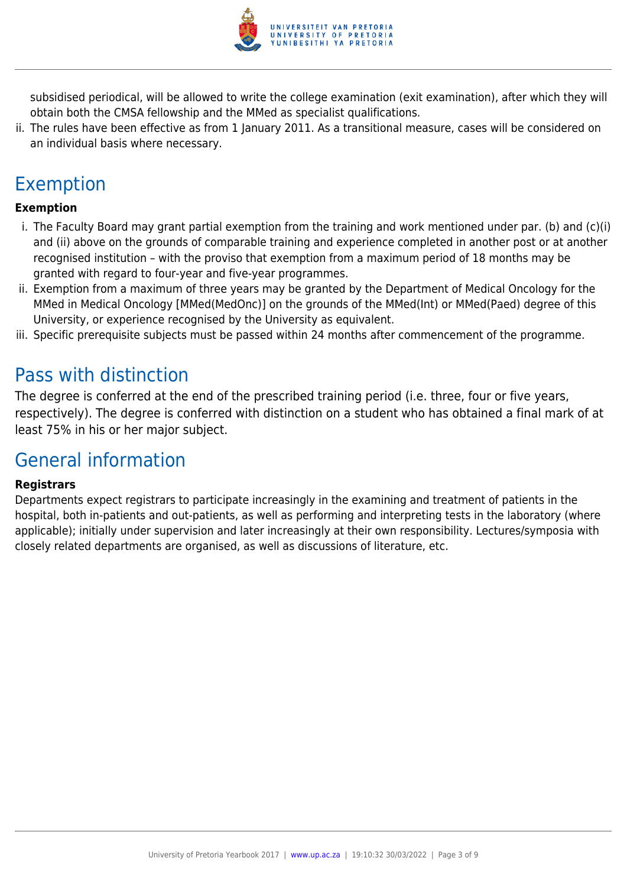subsidised periodical, will be allowed to write the college examination (exit examination), after which they will obtain both the CMSA fellowship and the MMed as specialist qualifications.

ii. The rules have been effective as from 1 January 2011. As a transitional measure, cases will be considered on an individual basis where necessary.

## Exemption

**Exemption**

i. The Faculty Board may grant partial exemption from the training and work mentioned under par. (b) and (c)(i) and (ii) above on the grounds of comparable training and experience completed in another post or at another recognised institution – with the proviso that exemption from a maximum period of 18 months may be granted with regard to four-year and five-year programmes.
ii. Exemption from a maximum of three years may be granted by the Department of Medical Oncology for the MMed in Medical Oncology [MMed(MedOnc)] on the grounds of the MMed(Int) or MMed(Paed) degree of this University, or experience recognised by the University as equivalent.
iii. Specific prerequisite subjects must be passed within 24 months after commencement of the programme.

## Pass with distinction

The degree is conferred at the end of the prescribed training period (i.e. three, four or five years, respectively). The degree is conferred with distinction on a student who has obtained a final mark of at least 75% in his or her major subject.

## General information

**Registrars**

Departments expect registrars to participate increasingly in the examining and treatment of patients in the hospital, both in-patients and out-patients, as well as performing and interpreting tests in the laboratory (where applicable); initially under supervision and later increasingly at their own responsibility. Lectures/symposia with closely related departments are organised, as well as discussions of literature, etc.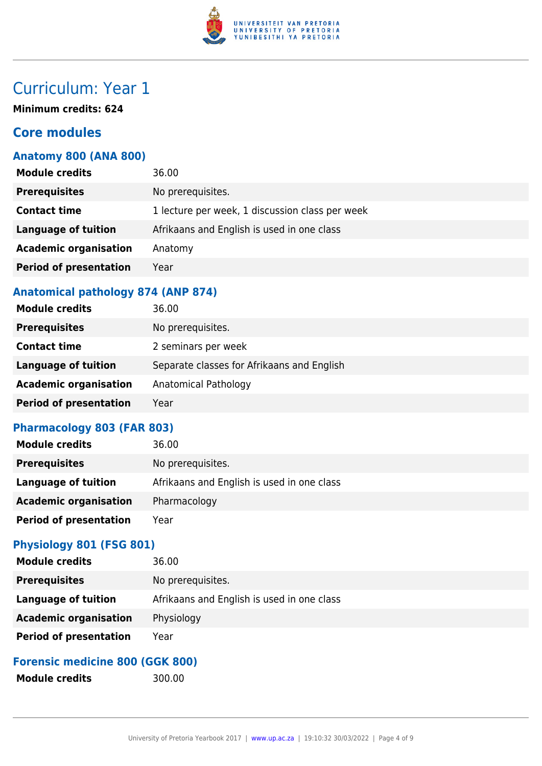# Curriculum: Year 1

**Minimum credits: 624**

## Core modules

### Anatomy 800 (ANA 800)

| | |
|---|---|
| **Module credits** | 36.00 |
| **Prerequisites** | No prerequisites. |
| **Contact time** | 1 lecture per week, 1 discussion class per week |
| **Language of tuition** | Afrikaans and English is used in one class |
| **Academic organisation** | Anatomy |
| **Period of presentation** | Year |

### Anatomical pathology 874 (ANP 874)

| | |
|---|---|
| **Module credits** | 36.00 |
| **Prerequisites** | No prerequisites. |
| **Contact time** | 2 seminars per week |
| **Language of tuition** | Separate classes for Afrikaans and English |
| **Academic organisation** | Anatomical Pathology |
| **Period of presentation** | Year |

### Pharmacology 803 (FAR 803)

| | |
|---|---|
| **Module credits** | 36.00 |
| **Prerequisites** | No prerequisites. |
| **Language of tuition** | Afrikaans and English is used in one class |
| **Academic organisation** | Pharmacology |
| **Period of presentation** | Year |

### Physiology 801 (FSG 801)

| | |
|---|---|
| **Module credits** | 36.00 |
| **Prerequisites** | No prerequisites. |
| **Language of tuition** | Afrikaans and English is used in one class |
| **Academic organisation** | Physiology |
| **Period of presentation** | Year |

### Forensic medicine 800 (GGK 800)

| | |
|---|---|
| **Module credits** | 300.00 |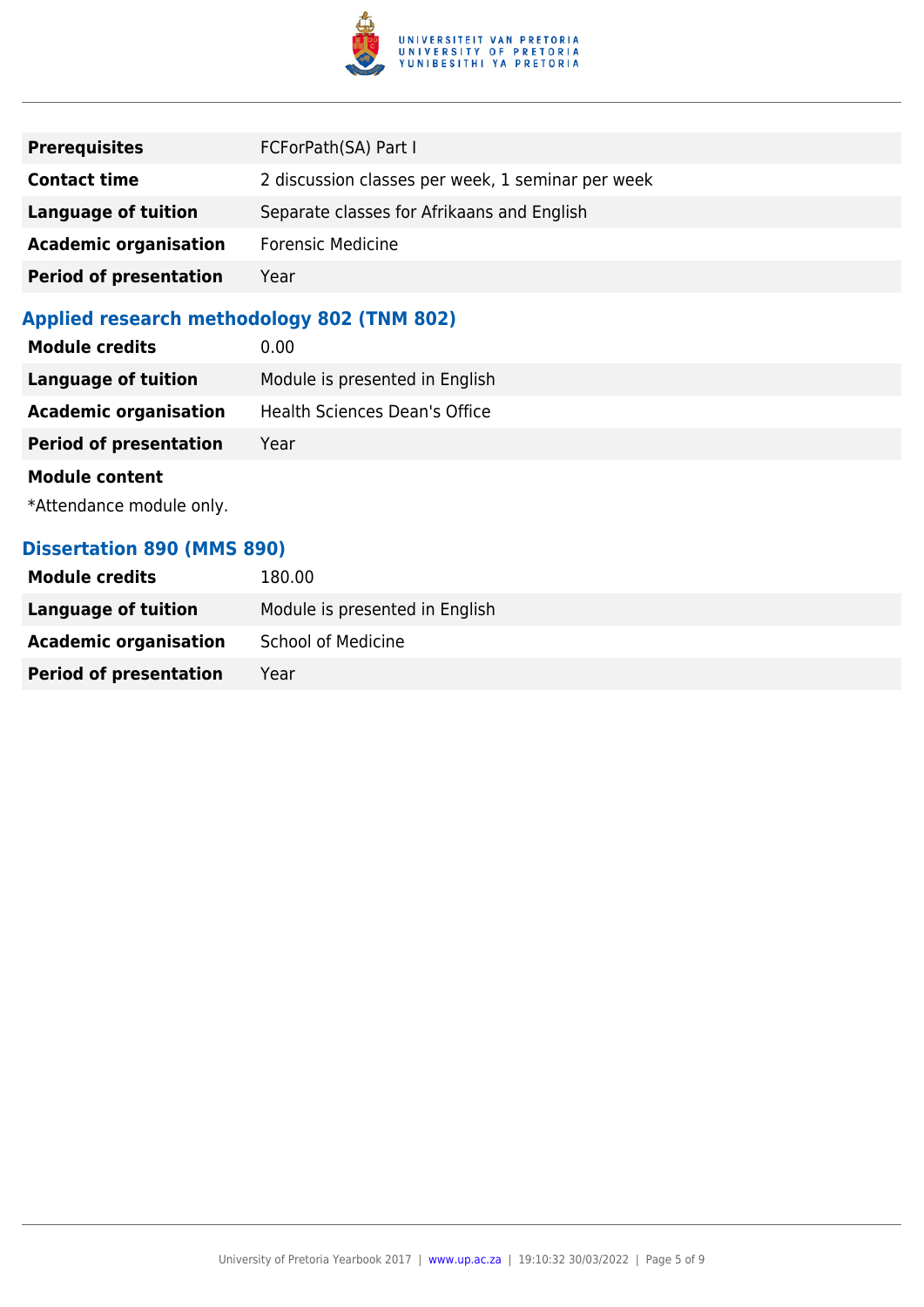| | |
|---|---|
| **Prerequisites** | FCForPath(SA) Part I |
| **Contact time** | 2 discussion classes per week, 1 seminar per week |
| **Language of tuition** | Separate classes for Afrikaans and English |
| **Academic organisation** | Forensic Medicine |
| **Period of presentation** | Year |

### Applied research methodology 802 (TNM 802)

| | |
|---|---|
| **Module credits** | 0.00 |
| **Language of tuition** | Module is presented in English |
| **Academic organisation** | Health Sciences Dean's Office |
| **Period of presentation** | Year |

**Module content**

*Attendance module only.

### Dissertation 890 (MMS 890)

| | |
|---|---|
| **Module credits** | 180.00 |
| **Language of tuition** | Module is presented in English |
| **Academic organisation** | School of Medicine |
| **Period of presentation** | Year |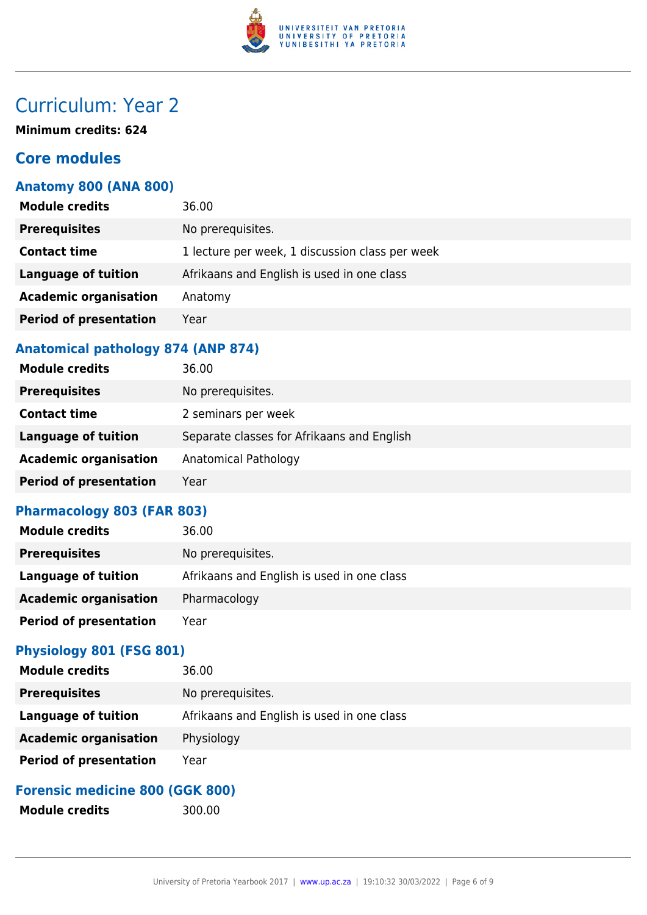# Curriculum: Year 2

**Minimum credits: 624**

## Core modules

### Anatomy 800 (ANA 800)

| | |
|---|---|
| **Module credits** | 36.00 |
| **Prerequisites** | No prerequisites. |
| **Contact time** | 1 lecture per week, 1 discussion class per week |
| **Language of tuition** | Afrikaans and English is used in one class |
| **Academic organisation** | Anatomy |
| **Period of presentation** | Year |

### Anatomical pathology 874 (ANP 874)

| | |
|---|---|
| **Module credits** | 36.00 |
| **Prerequisites** | No prerequisites. |
| **Contact time** | 2 seminars per week |
| **Language of tuition** | Separate classes for Afrikaans and English |
| **Academic organisation** | Anatomical Pathology |
| **Period of presentation** | Year |

### Pharmacology 803 (FAR 803)

| | |
|---|---|
| **Module credits** | 36.00 |
| **Prerequisites** | No prerequisites. |
| **Language of tuition** | Afrikaans and English is used in one class |
| **Academic organisation** | Pharmacology |
| **Period of presentation** | Year |

### Physiology 801 (FSG 801)

| | |
|---|---|
| **Module credits** | 36.00 |
| **Prerequisites** | No prerequisites. |
| **Language of tuition** | Afrikaans and English is used in one class |
| **Academic organisation** | Physiology |
| **Period of presentation** | Year |

### Forensic medicine 800 (GGK 800)

| | |
|---|---|
| **Module credits** | 300.00 |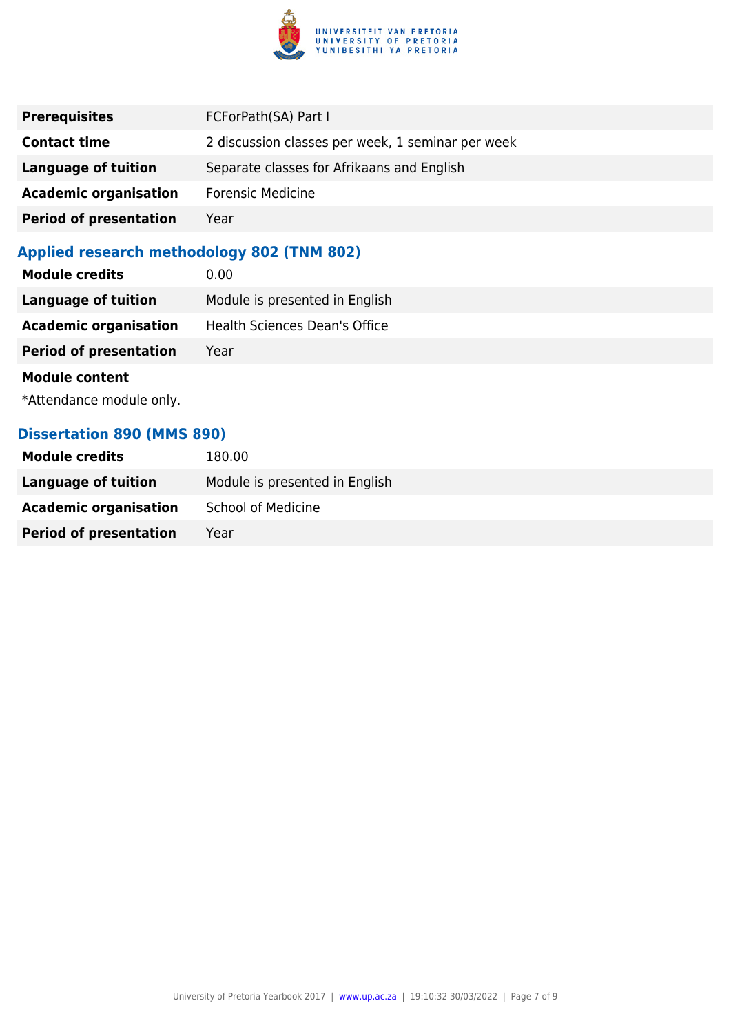| | |
|---|---|
| **Prerequisites** | FCForPath(SA) Part I |
| **Contact time** | 2 discussion classes per week, 1 seminar per week |
| **Language of tuition** | Separate classes for Afrikaans and English |
| **Academic organisation** | Forensic Medicine |
| **Period of presentation** | Year |

### Applied research methodology 802 (TNM 802)

| | |
|---|---|
| **Module credits** | 0.00 |
| **Language of tuition** | Module is presented in English |
| **Academic organisation** | Health Sciences Dean's Office |
| **Period of presentation** | Year |

**Module content**

*Attendance module only.

### Dissertation 890 (MMS 890)

| | |
|---|---|
| **Module credits** | 180.00 |
| **Language of tuition** | Module is presented in English |
| **Academic organisation** | School of Medicine |
| **Period of presentation** | Year |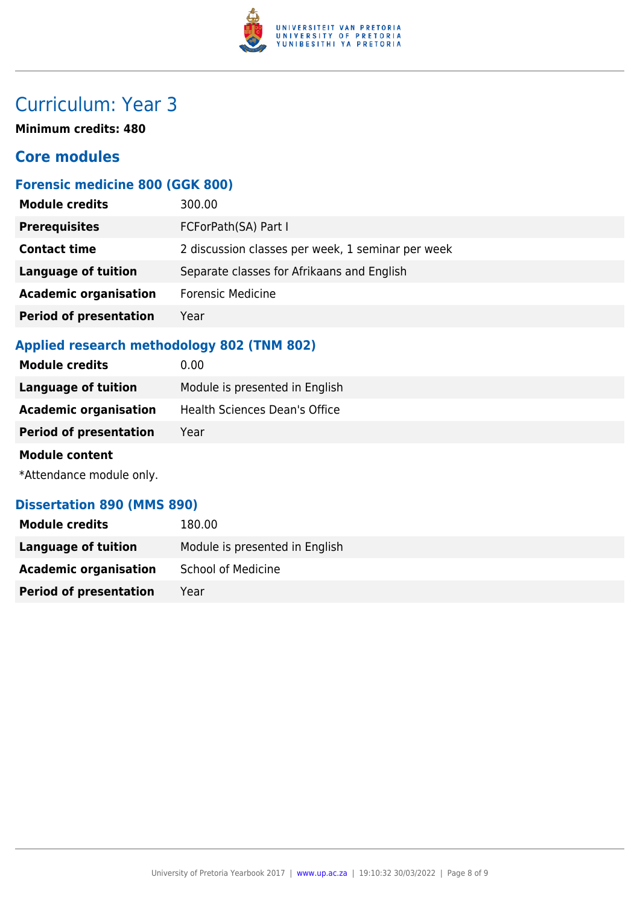# Curriculum: Year 3

**Minimum credits: 480**

## Core modules

### Forensic medicine 800 (GGK 800)

| | |
|---|---|
| **Module credits** | 300.00 |
| **Prerequisites** | FCForPath(SA) Part I |
| **Contact time** | 2 discussion classes per week, 1 seminar per week |
| **Language of tuition** | Separate classes for Afrikaans and English |
| **Academic organisation** | Forensic Medicine |
| **Period of presentation** | Year |

### Applied research methodology 802 (TNM 802)

| | |
|---|---|
| **Module credits** | 0.00 |
| **Language of tuition** | Module is presented in English |
| **Academic organisation** | Health Sciences Dean's Office |
| **Period of presentation** | Year |

**Module content**

*Attendance module only.

### Dissertation 890 (MMS 890)

| | |
|---|---|
| **Module credits** | 180.00 |
| **Language of tuition** | Module is presented in English |
| **Academic organisation** | School of Medicine |
| **Period of presentation** | Year |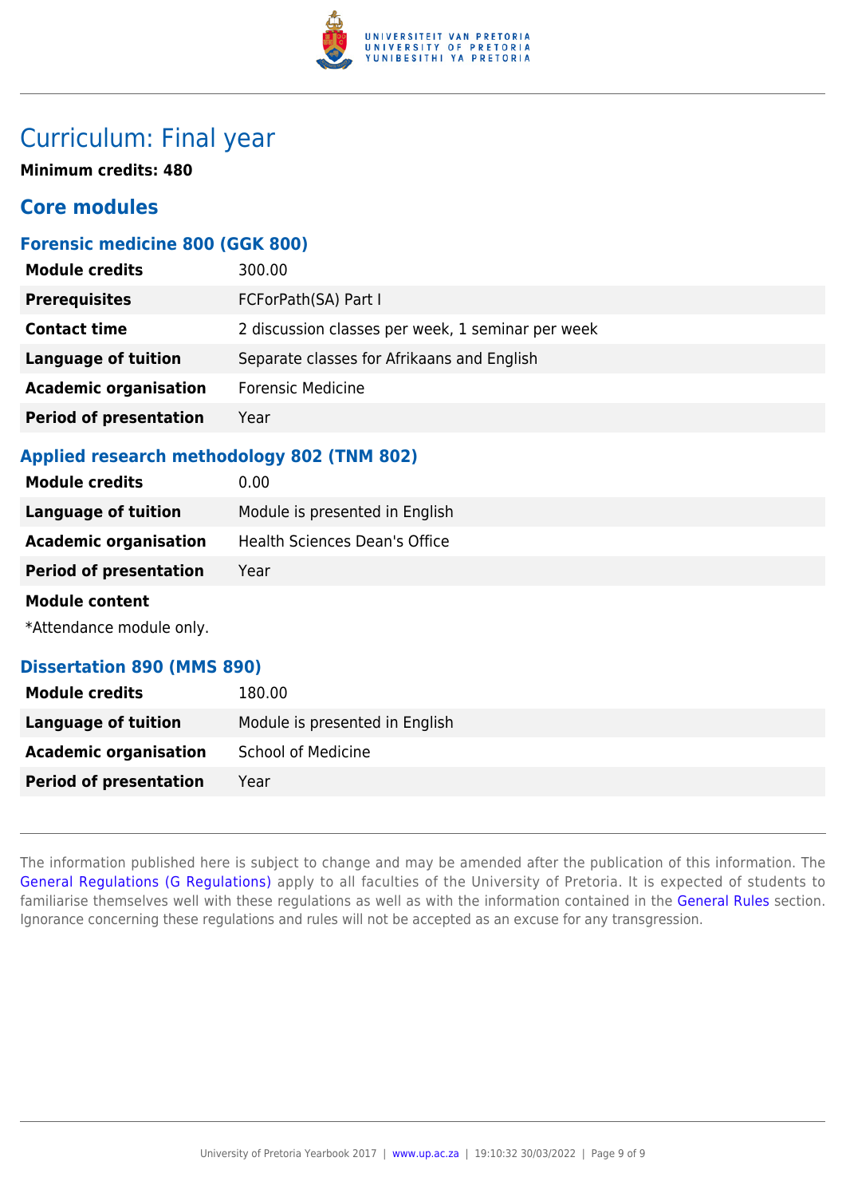# Curriculum: Final year

**Minimum credits: 480**

## Core modules

### Forensic medicine 800 (GGK 800)

| | |
|---|---|
| **Module credits** | 300.00 |
| **Prerequisites** | FCForPath(SA) Part I |
| **Contact time** | 2 discussion classes per week, 1 seminar per week |
| **Language of tuition** | Separate classes for Afrikaans and English |
| **Academic organisation** | Forensic Medicine |
| **Period of presentation** | Year |

### Applied research methodology 802 (TNM 802)

| | |
|---|---|
| **Module credits** | 0.00 |
| **Language of tuition** | Module is presented in English |
| **Academic organisation** | Health Sciences Dean's Office |
| **Period of presentation** | Year |

**Module content**

*Attendance module only.

### Dissertation 890 (MMS 890)

| | |
|---|---|
| **Module credits** | 180.00 |
| **Language of tuition** | Module is presented in English |
| **Academic organisation** | School of Medicine |
| **Period of presentation** | Year |

The information published here is subject to change and may be amended after the publication of this information. The General Regulations (G Regulations) apply to all faculties of the University of Pretoria. It is expected of students to familiarise themselves well with these regulations as well as with the information contained in the General Rules section. Ignorance concerning these regulations and rules will not be accepted as an excuse for any transgression.